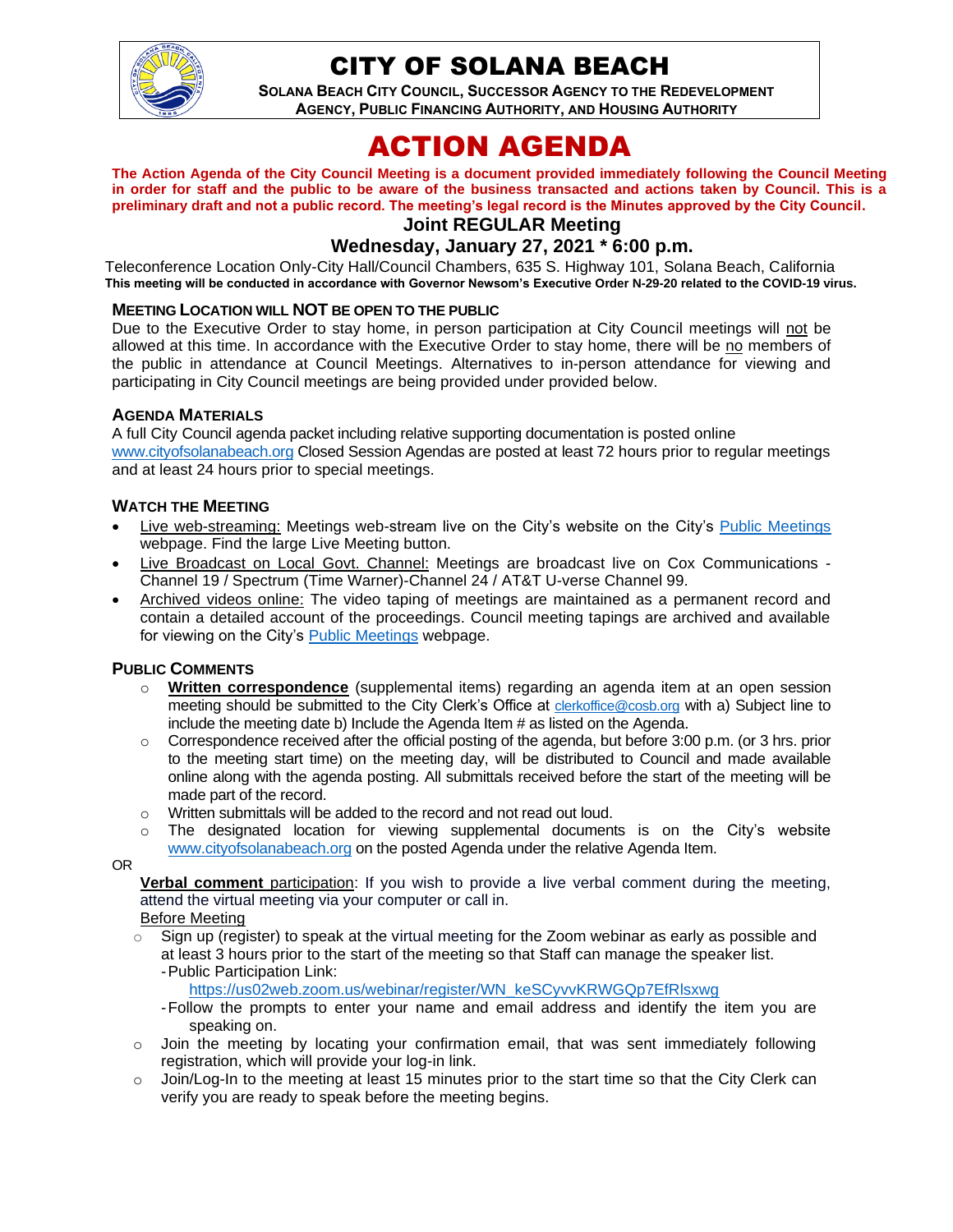# CITY OF SOLANA BEACH

**SOLANA BEACH CITY COUNCIL, SUCCESSOR AGENCY TO THE REDEVELOPMENT AGENCY, PUBLIC FINANCING AUTHORITY, AND HOUSING AUTHORITY**

# ACTION AGENDA

**The Action Agenda of the City Council Meeting is a document provided immediately following the Council Meeting in order for staff and the public to be aware of the business transacted and actions taken by Council. This is a preliminary draft and not a public record. The meeting's legal record is the Minutes approved by the City Council.**

## Joint REGULAR Meeting

## Wednesday, January 27, 2021 * 6:00 p.m.

Teleconference Location Only-City Hall/Council Chambers, 635 S. Highway 101, Solana Beach, California

**This meeting will be conducted in accordance with Governor Newsom's Executive Order N-29-20 related to the COVID-19 virus.**

### MEETING LOCATION WILL NOT BE OPEN TO THE PUBLIC

Due to the Executive Order to stay home, in person participation at City Council meetings will not be allowed at this time. In accordance with the Executive Order to stay home, there will be no members of the public in attendance at Council Meetings. Alternatives to in-person attendance for viewing and participating in City Council meetings are being provided under provided below.

### AGENDA MATERIALS

A full City Council agenda packet including relative supporting documentation is posted online www.cityofsolanabeach.org Closed Session Agendas are posted at least 72 hours prior to regular meetings and at least 24 hours prior to special meetings.

### WATCH THE MEETING

- Live web-streaming: Meetings web-stream live on the City's website on the City's Public Meetings webpage. Find the large Live Meeting button.
- Live Broadcast on Local Govt. Channel: Meetings are broadcast live on Cox Communications - Channel 19 / Spectrum (Time Warner)-Channel 24 / AT&T U-verse Channel 99.
- Archived videos online: The video taping of meetings are maintained as a permanent record and contain a detailed account of the proceedings. Council meeting tapings are archived and available for viewing on the City's Public Meetings webpage.

### PUBLIC COMMENTS

- **Written correspondence** (supplemental items) regarding an agenda item at an open session meeting should be submitted to the City Clerk's Office at clerkoffice@cosb.org with a) Subject line to include the meeting date b) Include the Agenda Item # as listed on the Agenda.
- Correspondence received after the official posting of the agenda, but before 3:00 p.m. (or 3 hrs. prior to the meeting start time) on the meeting day, will be distributed to Council and made available online along with the agenda posting. All submittals received before the start of the meeting will be made part of the record.
- Written submittals will be added to the record and not read out loud.
- The designated location for viewing supplemental documents is on the City's website www.cityofsolanabeach.org on the posted Agenda under the relative Agenda Item.

OR

**Verbal comment** participation: If you wish to provide a live verbal comment during the meeting, attend the virtual meeting via your computer or call in.

Before Meeting

- Sign up (register) to speak at the virtual meeting for the Zoom webinar as early as possible and at least 3 hours prior to the start of the meeting so that Staff can manage the speaker list.
  - Public Participation Link: https://us02web.zoom.us/webinar/register/WN_keSCyvvKRWGQp7EfRlsxwg
  - Follow the prompts to enter your name and email address and identify the item you are speaking on.
- Join the meeting by locating your confirmation email, that was sent immediately following registration, which will provide your log-in link.
- Join/Log-In to the meeting at least 15 minutes prior to the start time so that the City Clerk can verify you are ready to speak before the meeting begins.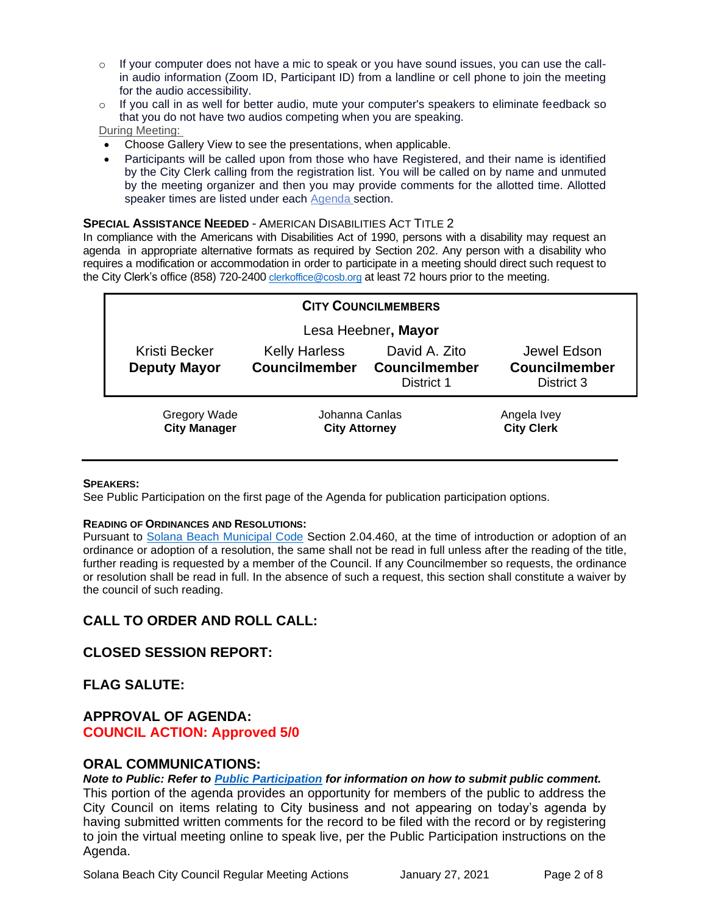- If your computer does not have a mic to speak or you have sound issues, you can use the call-in audio information (Zoom ID, Participant ID) from a landline or cell phone to join the meeting for the audio accessibility.
- If you call in as well for better audio, mute your computer's speakers to eliminate feedback so that you do not have two audios competing when you are speaking.

During Meeting:

- Choose Gallery View to see the presentations, when applicable.
- Participants will be called upon from those who have Registered, and their name is identified by the City Clerk calling from the registration list. You will be called on by name and unmuted by the meeting organizer and then you may provide comments for the allotted time. Allotted speaker times are listed under each Agenda section.

**SPECIAL ASSISTANCE NEEDED** - AMERICAN DISABILITIES ACT TITLE 2

In compliance with the Americans with Disabilities Act of 1990, persons with a disability may request an agenda in appropriate alternative formats as required by Section 202. Any person with a disability who requires a modification or accommodation in order to participate in a meeting should direct such request to the City Clerk's office (858) 720-2400 clerkoffice@cosb.org at least 72 hours prior to the meeting.

**CITY COUNCILMEMBERS**

Lesa Heebner, **Mayor**

| | | | |
|---|---|---|---|
| Kristi Becker<br>**Deputy Mayor** | Kelly Harless<br>**Councilmember** | David A. Zito<br>**Councilmember**<br>District 1 | Jewel Edson<br>**Councilmember**<br>District 3 |

| | | |
|---|---|---|
| Gregory Wade<br>**City Manager** | Johanna Canlas<br>**City Attorney** | Angela Ivey<br>**City Clerk** |

**SPEAKERS:**

See Public Participation on the first page of the Agenda for publication participation options.

**READING OF ORDINANCES AND RESOLUTIONS:**

Pursuant to Solana Beach Municipal Code Section 2.04.460, at the time of introduction or adoption of an ordinance or adoption of a resolution, the same shall not be read in full unless after the reading of the title, further reading is requested by a member of the Council. If any Councilmember so requests, the ordinance or resolution shall be read in full. In the absence of such a request, this section shall constitute a waiver by the council of such reading.

## CALL TO ORDER AND ROLL CALL:

## CLOSED SESSION REPORT:

## FLAG SALUTE:

## APPROVAL OF AGENDA:

**COUNCIL ACTION: Approved 5/0**

## ORAL COMMUNICATIONS:

***Note to Public: Refer to Public Participation for information on how to submit public comment.***

This portion of the agenda provides an opportunity for members of the public to address the City Council on items relating to City business and not appearing on today's agenda by having submitted written comments for the record to be filed with the record or by registering to join the virtual meeting online to speak live, per the Public Participation instructions on the Agenda.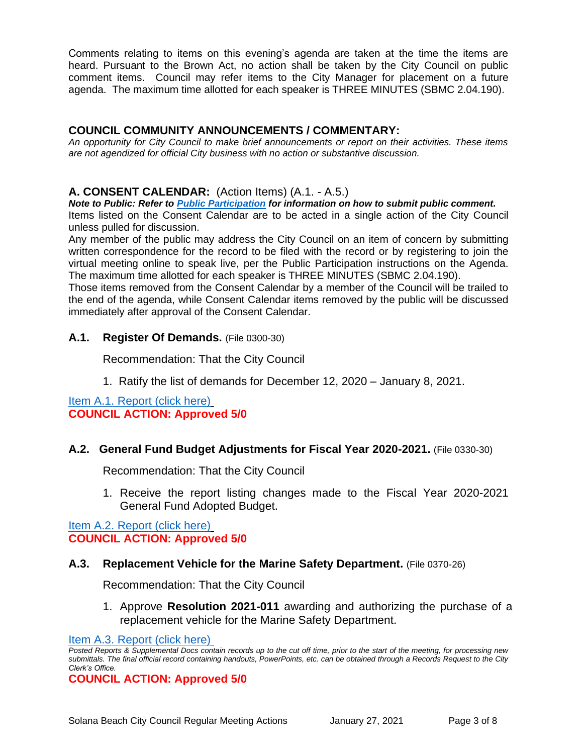Comments relating to items on this evening's agenda are taken at the time the items are heard. Pursuant to the Brown Act, no action shall be taken by the City Council on public comment items. Council may refer items to the City Manager for placement on a future agenda. The maximum time allotted for each speaker is THREE MINUTES (SBMC 2.04.190).

## COUNCIL COMMUNITY ANNOUNCEMENTS / COMMENTARY:

*An opportunity for City Council to make brief announcements or report on their activities. These items are not agendized for official City business with no action or substantive discussion.*

## A. CONSENT CALENDAR: (Action Items) (A.1. - A.5.)

***Note to Public: Refer to Public Participation for information on how to submit public comment.***

Items listed on the Consent Calendar are to be acted in a single action of the City Council unless pulled for discussion.

Any member of the public may address the City Council on an item of concern by submitting written correspondence for the record to be filed with the record or by registering to join the virtual meeting online to speak live, per the Public Participation instructions on the Agenda. The maximum time allotted for each speaker is THREE MINUTES (SBMC 2.04.190).

Those items removed from the Consent Calendar by a member of the Council will be trailed to the end of the agenda, while Consent Calendar items removed by the public will be discussed immediately after approval of the Consent Calendar.

### A.1. Register Of Demands. (File 0300-30)

Recommendation: That the City Council

1. Ratify the list of demands for December 12, 2020 – January 8, 2021.

Item A.1. Report (click here)

**COUNCIL ACTION: Approved 5/0**

### A.2. General Fund Budget Adjustments for Fiscal Year 2020-2021. (File 0330-30)

Recommendation: That the City Council

1. Receive the report listing changes made to the Fiscal Year 2020-2021 General Fund Adopted Budget.

Item A.2. Report (click here)

**COUNCIL ACTION: Approved 5/0**

### A.3. Replacement Vehicle for the Marine Safety Department. (File 0370-26)

Recommendation: That the City Council

1. Approve **Resolution 2021-011** awarding and authorizing the purchase of a replacement vehicle for the Marine Safety Department.

Item A.3. Report (click here)

*Posted Reports & Supplemental Docs contain records up to the cut off time, prior to the start of the meeting, for processing new submittals. The final official record containing handouts, PowerPoints, etc. can be obtained through a Records Request to the City Clerk's Office.*

**COUNCIL ACTION: Approved 5/0**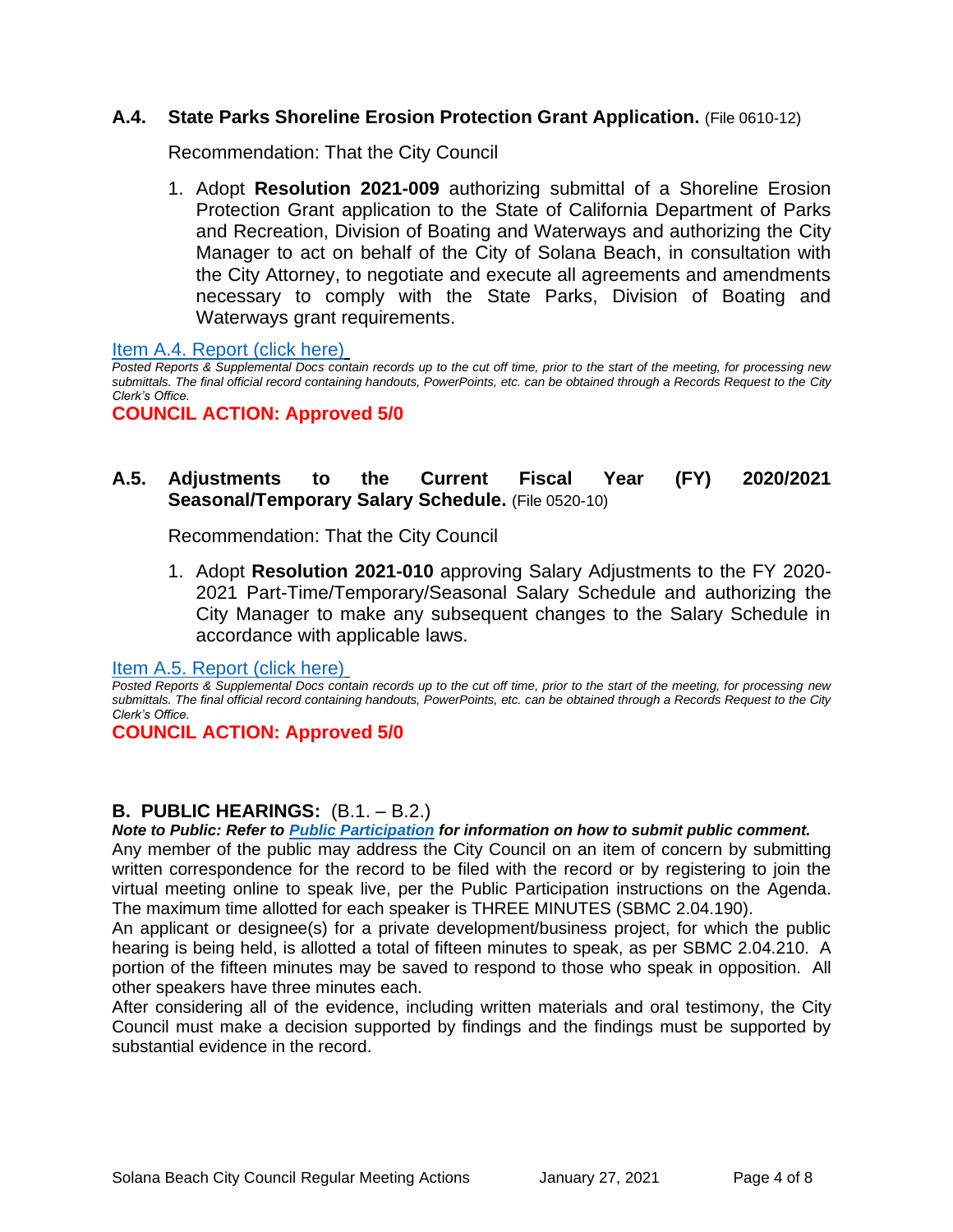### A.4. State Parks Shoreline Erosion Protection Grant Application. (File 0610-12)

Recommendation: That the City Council

1. Adopt **Resolution 2021-009** authorizing submittal of a Shoreline Erosion Protection Grant application to the State of California Department of Parks and Recreation, Division of Boating and Waterways and authorizing the City Manager to act on behalf of the City of Solana Beach, in consultation with the City Attorney, to negotiate and execute all agreements and amendments necessary to comply with the State Parks, Division of Boating and Waterways grant requirements.

[Item A.4. Report (click here)]

*Posted Reports & Supplemental Docs contain records up to the cut off time, prior to the start of the meeting, for processing new submittals. The final official record containing handouts, PowerPoints, etc. can be obtained through a Records Request to the City Clerk's Office.*

**COUNCIL ACTION: Approved 5/0**

### A.5. Adjustments to the Current Fiscal Year (FY) 2020/2021 Seasonal/Temporary Salary Schedule. (File 0520-10)

Recommendation: That the City Council

1. Adopt **Resolution 2021-010** approving Salary Adjustments to the FY 2020-2021 Part-Time/Temporary/Seasonal Salary Schedule and authorizing the City Manager to make any subsequent changes to the Salary Schedule in accordance with applicable laws.

[Item A.5. Report (click here)]

*Posted Reports & Supplemental Docs contain records up to the cut off time, prior to the start of the meeting, for processing new submittals. The final official record containing handouts, PowerPoints, etc. can be obtained through a Records Request to the City Clerk's Office.*

**COUNCIL ACTION: Approved 5/0**

## B. PUBLIC HEARINGS: (B.1. – B.2.)

***Note to Public: Refer to Public Participation for information on how to submit public comment.***

Any member of the public may address the City Council on an item of concern by submitting written correspondence for the record to be filed with the record or by registering to join the virtual meeting online to speak live, per the Public Participation instructions on the Agenda. The maximum time allotted for each speaker is THREE MINUTES (SBMC 2.04.190).

An applicant or designee(s) for a private development/business project, for which the public hearing is being held, is allotted a total of fifteen minutes to speak, as per SBMC 2.04.210. A portion of the fifteen minutes may be saved to respond to those who speak in opposition. All other speakers have three minutes each.

After considering all of the evidence, including written materials and oral testimony, the City Council must make a decision supported by findings and the findings must be supported by substantial evidence in the record.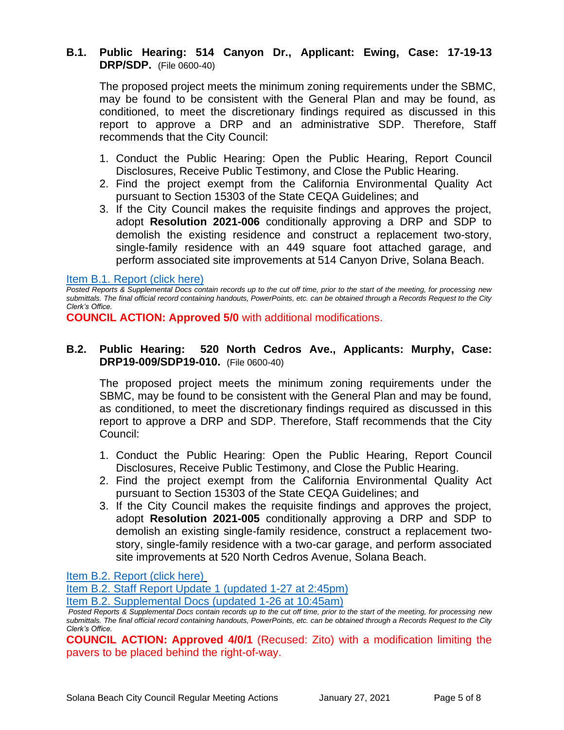**B.1. Public Hearing: 514 Canyon Dr., Applicant: Ewing, Case: 17-19-13 DRP/SDP.** (File 0600-40)

The proposed project meets the minimum zoning requirements under the SBMC, may be found to be consistent with the General Plan and may be found, as conditioned, to meet the discretionary findings required as discussed in this report to approve a DRP and an administrative SDP. Therefore, Staff recommends that the City Council:

1. Conduct the Public Hearing: Open the Public Hearing, Report Council Disclosures, Receive Public Testimony, and Close the Public Hearing.
2. Find the project exempt from the California Environmental Quality Act pursuant to Section 15303 of the State CEQA Guidelines; and
3. If the City Council makes the requisite findings and approves the project, adopt **Resolution 2021-006** conditionally approving a DRP and SDP to demolish the existing residence and construct a replacement two-story, single-family residence with an 449 square foot attached garage, and perform associated site improvements at 514 Canyon Drive, Solana Beach.

Item B.1. Report (click here)

*Posted Reports & Supplemental Docs contain records up to the cut off time, prior to the start of the meeting, for processing new submittals. The final official record containing handouts, PowerPoints, etc. can be obtained through a Records Request to the City Clerk's Office.*

**COUNCIL ACTION: Approved 5/0** with additional modifications.

**B.2. Public Hearing: 520 North Cedros Ave., Applicants: Murphy, Case: DRP19-009/SDP19-010.** (File 0600-40)

The proposed project meets the minimum zoning requirements under the SBMC, may be found to be consistent with the General Plan and may be found, as conditioned, to meet the discretionary findings required as discussed in this report to approve a DRP and SDP. Therefore, Staff recommends that the City Council:

1. Conduct the Public Hearing: Open the Public Hearing, Report Council Disclosures, Receive Public Testimony, and Close the Public Hearing.
2. Find the project exempt from the California Environmental Quality Act pursuant to Section 15303 of the State CEQA Guidelines; and
3. If the City Council makes the requisite findings and approves the project, adopt **Resolution 2021-005** conditionally approving a DRP and SDP to demolish an existing single-family residence, construct a replacement two-story, single-family residence with a two-car garage, and perform associated site improvements at 520 North Cedros Avenue, Solana Beach.

Item B.2. Report (click here)

Item B.2. Staff Report Update 1 (updated 1-27 at 2:45pm)

Item B.2. Supplemental Docs (updated 1-26 at 10:45am)

*Posted Reports & Supplemental Docs contain records up to the cut off time, prior to the start of the meeting, for processing new submittals. The final official record containing handouts, PowerPoints, etc. can be obtained through a Records Request to the City Clerk's Office.*

**COUNCIL ACTION: Approved 4/0/1** (Recused: Zito) with a modification limiting the pavers to be placed behind the right-of-way.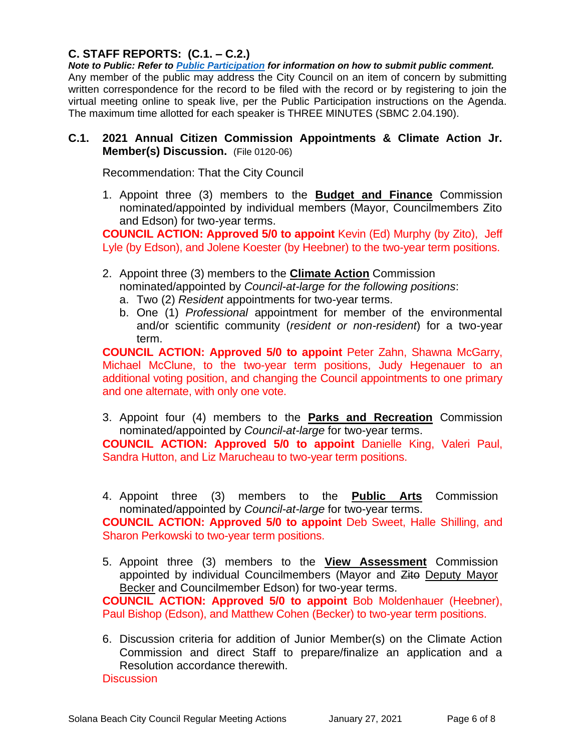## C. STAFF REPORTS: (C.1. – C.2.)

***Note to Public: Refer to [Public Participation](#) for information on how to submit public comment.***
Any member of the public may address the City Council on an item of concern by submitting written correspondence for the record to be filed with the record or by registering to join the virtual meeting online to speak live, per the Public Participation instructions on the Agenda. The maximum time allotted for each speaker is THREE MINUTES (SBMC 2.04.190).

### C.1. 2021 Annual Citizen Commission Appointments & Climate Action Jr. Member(s) Discussion. (File 0120-06)

Recommendation: That the City Council

1. Appoint three (3) members to the **Budget and Finance** Commission nominated/appointed by individual members (Mayor, Councilmembers Zito and Edson) for two-year terms.

**COUNCIL ACTION: Approved 5/0 to appoint** Kevin (Ed) Murphy (by Zito), Jeff Lyle (by Edson), and Jolene Koester (by Heebner) to the two-year term positions.

2. Appoint three (3) members to the **Climate Action** Commission nominated/appointed by *Council-at-large for the following positions*:
   a. Two (2) *Resident* appointments for two-year terms.
   b. One (1) *Professional* appointment for member of the environmental and/or scientific community (*resident or non-resident*) for a two-year term.

**COUNCIL ACTION: Approved 5/0 to appoint** Peter Zahn, Shawna McGarry, Michael McClune, to the two-year term positions, Judy Hegenauer to an additional voting position, and changing the Council appointments to one primary and one alternate, with only one vote.

3. Appoint four (4) members to the **Parks and Recreation** Commission nominated/appointed by *Council-at-large* for two-year terms.

**COUNCIL ACTION: Approved 5/0 to appoint** Danielle King, Valeri Paul, Sandra Hutton, and Liz Marucheau to two-year term positions.

4. Appoint three (3) members to the **Public Arts** Commission nominated/appointed by *Council-at-large* for two-year terms.

**COUNCIL ACTION: Approved 5/0 to appoint** Deb Sweet, Halle Shilling, and Sharon Perkowski to two-year term positions.

5. Appoint three (3) members to the **View Assessment** Commission appointed by individual Councilmembers (Mayor and ~~Zito~~ Deputy Mayor Becker and Councilmember Edson) for two-year terms.

**COUNCIL ACTION: Approved 5/0 to appoint** Bob Moldenhauer (Heebner), Paul Bishop (Edson), and Matthew Cohen (Becker) to two-year term positions.

6. Discussion criteria for addition of Junior Member(s) on the Climate Action Commission and direct Staff to prepare/finalize an application and a Resolution accordance therewith.

Discussion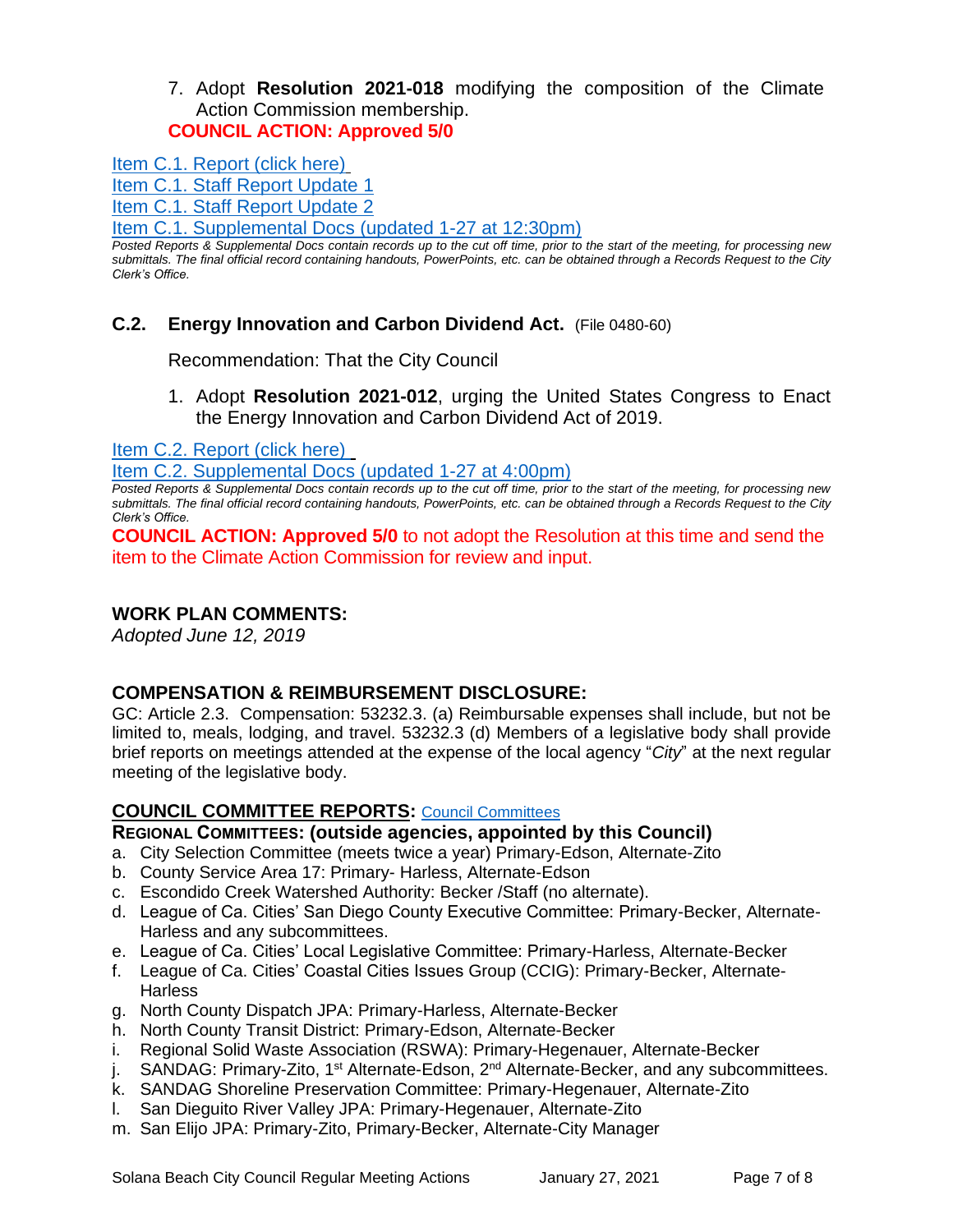7. Adopt **Resolution 2021-018** modifying the composition of the Climate Action Commission membership.

**COUNCIL ACTION: Approved 5/0**

Item C.1. Report (click here)
Item C.1. Staff Report Update 1
Item C.1. Staff Report Update 2
Item C.1. Supplemental Docs (updated 1-27 at 12:30pm)

*Posted Reports & Supplemental Docs contain records up to the cut off time, prior to the start of the meeting, for processing new submittals. The final official record containing handouts, PowerPoints, etc. can be obtained through a Records Request to the City Clerk's Office.*

### C.2. Energy Innovation and Carbon Dividend Act. (File 0480-60)

Recommendation: That the City Council

1. Adopt **Resolution 2021-012**, urging the United States Congress to Enact the Energy Innovation and Carbon Dividend Act of 2019.

Item C.2. Report (click here)
Item C.2. Supplemental Docs (updated 1-27 at 4:00pm)

*Posted Reports & Supplemental Docs contain records up to the cut off time, prior to the start of the meeting, for processing new submittals. The final official record containing handouts, PowerPoints, etc. can be obtained through a Records Request to the City Clerk's Office.*

**COUNCIL ACTION: Approved 5/0** to not adopt the Resolution at this time and send the item to the Climate Action Commission for review and input.

## WORK PLAN COMMENTS:

*Adopted June 12, 2019*

## COMPENSATION & REIMBURSEMENT DISCLOSURE:

GC: Article 2.3. Compensation: 53232.3. (a) Reimbursable expenses shall include, but not be limited to, meals, lodging, and travel. 53232.3 (d) Members of a legislative body shall provide brief reports on meetings attended at the expense of the local agency "*City*" at the next regular meeting of the legislative body.

## COUNCIL COMMITTEE REPORTS: Council Committees

### REGIONAL COMMITTEES: (outside agencies, appointed by this Council)

a. City Selection Committee (meets twice a year) Primary-Edson, Alternate-Zito
b. County Service Area 17: Primary- Harless, Alternate-Edson
c. Escondido Creek Watershed Authority: Becker /Staff (no alternate).
d. League of Ca. Cities' San Diego County Executive Committee: Primary-Becker, Alternate-Harless and any subcommittees.
e. League of Ca. Cities' Local Legislative Committee: Primary-Harless, Alternate-Becker
f. League of Ca. Cities' Coastal Cities Issues Group (CCIG): Primary-Becker, Alternate-Harless
g. North County Dispatch JPA: Primary-Harless, Alternate-Becker
h. North County Transit District: Primary-Edson, Alternate-Becker
i. Regional Solid Waste Association (RSWA): Primary-Hegenauer, Alternate-Becker
j. SANDAG: Primary-Zito, 1st Alternate-Edson, 2nd Alternate-Becker, and any subcommittees.
k. SANDAG Shoreline Preservation Committee: Primary-Hegenauer, Alternate-Zito
l. San Dieguito River Valley JPA: Primary-Hegenauer, Alternate-Zito
m. San Elijo JPA: Primary-Zito, Primary-Becker, Alternate-City Manager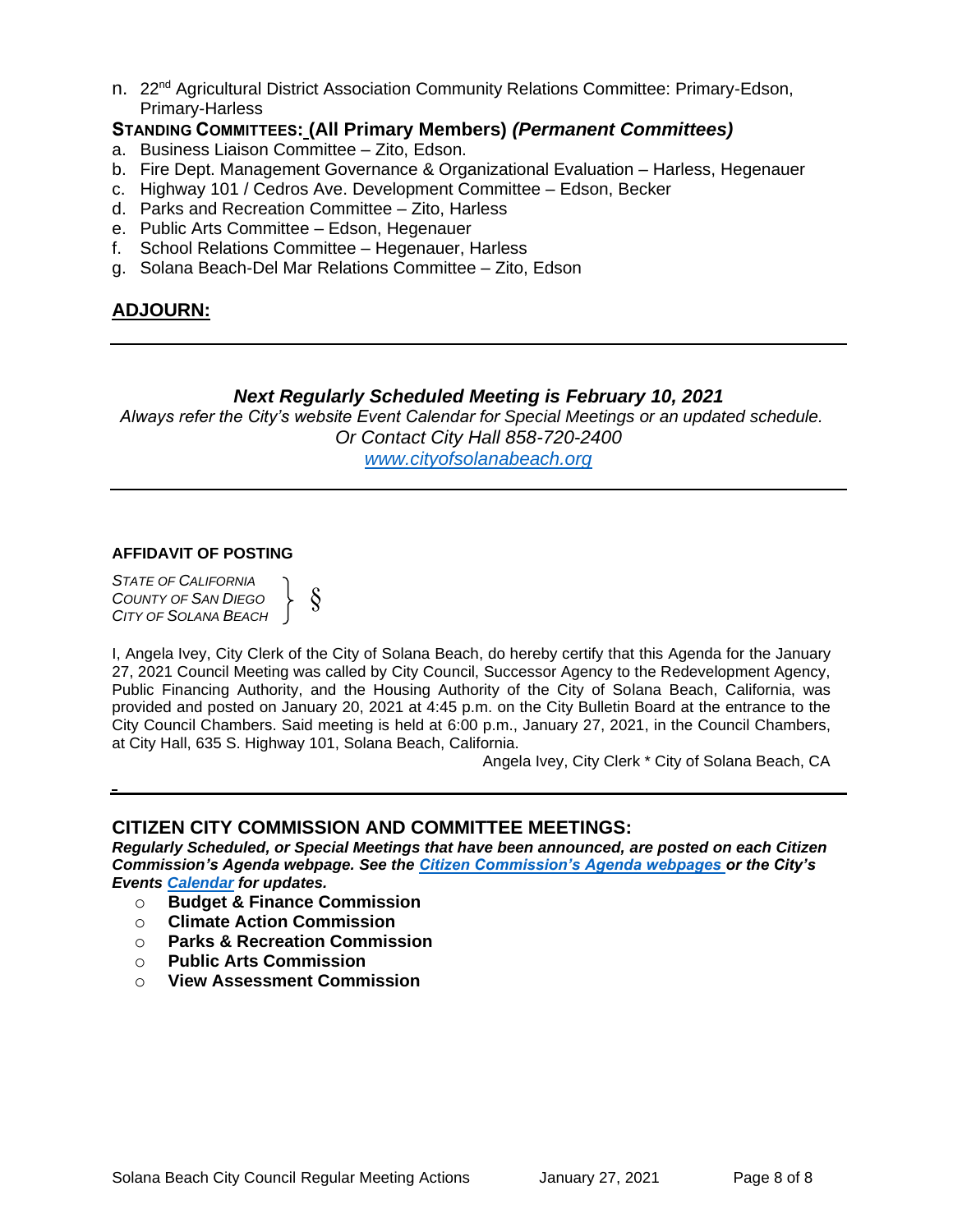n. 22nd Agricultural District Association Community Relations Committee: Primary-Edson, Primary-Harless

**STANDING COMMITTEES: (All Primary Members) *(Permanent Committees)***

a. Business Liaison Committee – Zito, Edson.
b. Fire Dept. Management Governance & Organizational Evaluation – Harless, Hegenauer
c. Highway 101 / Cedros Ave. Development Committee – Edson, Becker
d. Parks and Recreation Committee – Zito, Harless
e. Public Arts Committee – Edson, Hegenauer
f. School Relations Committee – Hegenauer, Harless
g. Solana Beach-Del Mar Relations Committee – Zito, Edson

## ADJOURN:

---

***Next Regularly Scheduled Meeting is February 10, 2021***

*Always refer the City's website Event Calendar for Special Meetings or an updated schedule.*
*Or Contact City Hall 858-720-2400*
*www.cityofsolanabeach.org*

---

**AFFIDAVIT OF POSTING**

*STATE OF CALIFORNIA*
*COUNTY OF SAN DIEGO* } §
*CITY OF SOLANA BEACH*

I, Angela Ivey, City Clerk of the City of Solana Beach, do hereby certify that this Agenda for the January 27, 2021 Council Meeting was called by City Council, Successor Agency to the Redevelopment Agency, Public Financing Authority, and the Housing Authority of the City of Solana Beach, California, was provided and posted on January 20, 2021 at 4:45 p.m. on the City Bulletin Board at the entrance to the City Council Chambers. Said meeting is held at 6:00 p.m., January 27, 2021, in the Council Chambers, at City Hall, 635 S. Highway 101, Solana Beach, California.

Angela Ivey, City Clerk * City of Solana Beach, CA

---

## CITIZEN CITY COMMISSION AND COMMITTEE MEETINGS:

***Regularly Scheduled, or Special Meetings that have been announced, are posted on each Citizen Commission's Agenda webpage. See the Citizen Commission's Agenda webpages or the City's Events Calendar for updates.***

- **Budget & Finance Commission**
- **Climate Action Commission**
- **Parks & Recreation Commission**
- **Public Arts Commission**
- **View Assessment Commission**